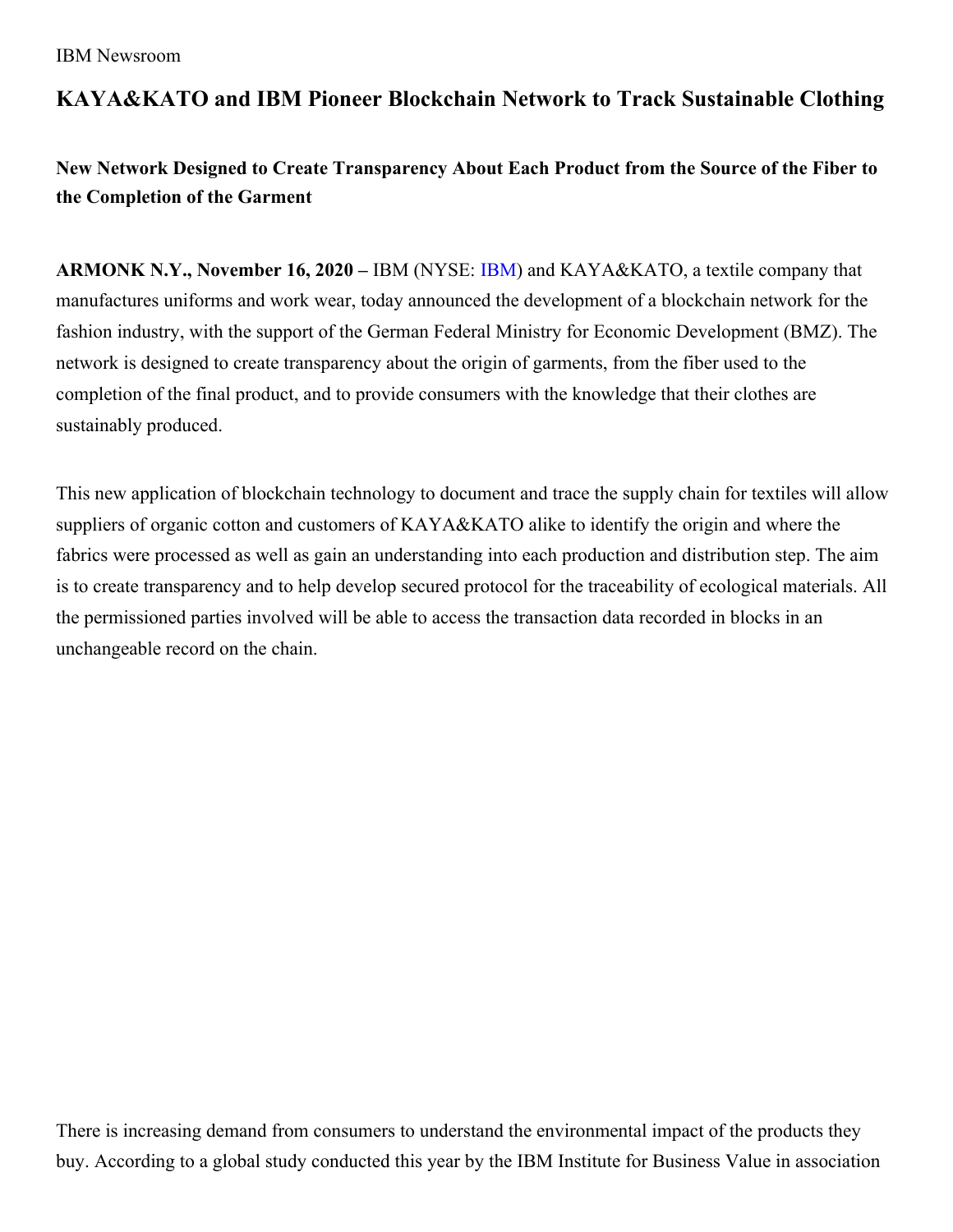IBM Newsroom

# KAYA&KATO and IBM Pioneer Blockchain Network to Track Sustainable Clothing

## New Network Designed to Create Transparency About Each Product from the Source of the Fiber to the Completion of the Garment

**ARMONK N.Y., November 16, 2020 –** IBM (NYSE: IBM) and KAYA&KATO, a textile company that manufactures uniforms and work wear, today announced the development of a blockchain network for the fashion industry, with the support of the German Federal Ministry for Economic Development (BMZ). The network is designed to create transparency about the origin of garments, from the fiber used to the completion of the final product, and to provide consumers with the knowledge that their clothes are sustainably produced.

This new application of blockchain technology to document and trace the supply chain for textiles will allow suppliers of organic cotton and customers of KAYA&KATO alike to identify the origin and where the fabrics were processed as well as gain an understanding into each production and distribution step. The aim is to create transparency and to help develop secured protocol for the traceability of ecological materials. All the permissioned parties involved will be able to access the transaction data recorded in blocks in an unchangeable record on the chain.

There is increasing demand from consumers to understand the environmental impact of the products they buy. According to a global study conducted this year by the IBM Institute for Business Value in association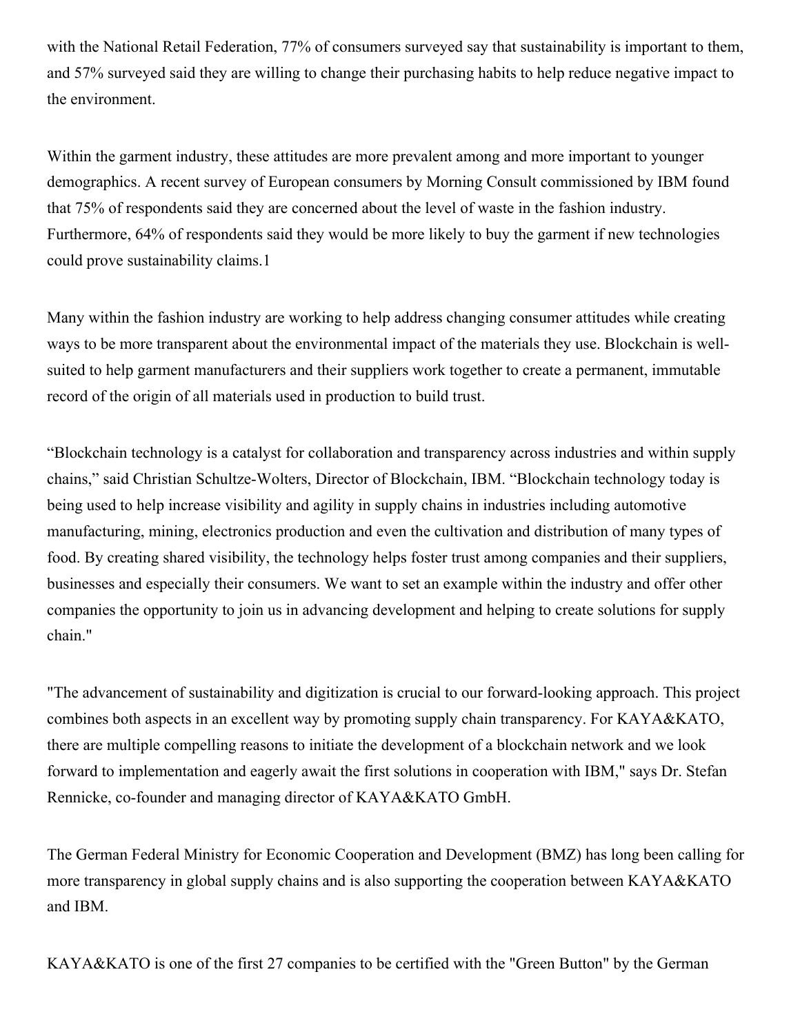with the National Retail Federation, 77% of consumers surveyed say that sustainability is important to them, and 57% surveyed said they are willing to change their purchasing habits to help reduce negative impact to the environment.

Within the garment industry, these attitudes are more prevalent among and more important to younger demographics. A recent survey of European consumers by Morning Consult commissioned by IBM found that 75% of respondents said they are concerned about the level of waste in the fashion industry. Furthermore, 64% of respondents said they would be more likely to buy the garment if new technologies could prove sustainability claims.[1]

Many within the fashion industry are working to help address changing consumer attitudes while creating ways to be more transparent about the environmental impact of the materials they use. Blockchain is well-suited to help garment manufacturers and their suppliers work together to create a permanent, immutable record of the origin of all materials used in production to build trust.

"Blockchain technology is a catalyst for collaboration and transparency across industries and within supply chains," said Christian Schultze-Wolters, Director of Blockchain, IBM. "Blockchain technology today is being used to help increase visibility and agility in supply chains in industries including automotive manufacturing, mining, electronics production and even the cultivation and distribution of many types of food. By creating shared visibility, the technology helps foster trust among companies and their suppliers, businesses and especially their consumers. We want to set an example within the industry and offer other companies the opportunity to join us in advancing development and helping to create solutions for supply chain."

"The advancement of sustainability and digitization is crucial to our forward-looking approach. This project combines both aspects in an excellent way by promoting supply chain transparency. For KAYA&KATO, there are multiple compelling reasons to initiate the development of a blockchain network and we look forward to implementation and eagerly await the first solutions in cooperation with IBM," says Dr. Stefan Rennicke, co-founder and managing director of KAYA&KATO GmbH.

The German Federal Ministry for Economic Cooperation and Development (BMZ) has long been calling for more transparency in global supply chains and is also supporting the cooperation between KAYA&KATO and IBM.

KAYA&KATO is one of the first 27 companies to be certified with the "Green Button" by the German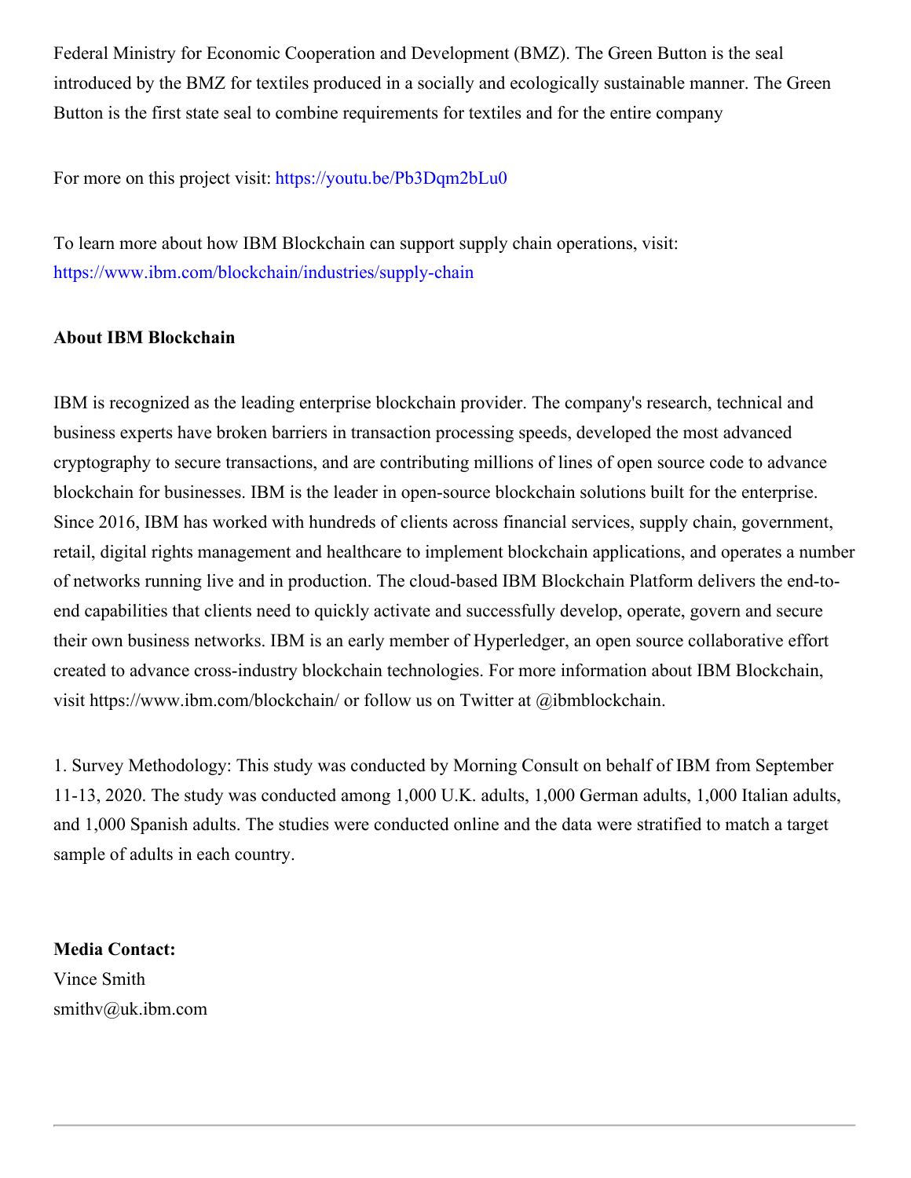Federal Ministry for Economic Cooperation and Development (BMZ). The Green Button is the seal introduced by the BMZ for textiles produced in a socially and ecologically sustainable manner. The Green Button is the first state seal to combine requirements for textiles and for the entire company

For more on this project visit: https://youtu.be/Pb3Dqm2bLu0

To learn more about how IBM Blockchain can support supply chain operations, visit: https://www.ibm.com/blockchain/industries/supply-chain

**About IBM Blockchain**

IBM is recognized as the leading enterprise blockchain provider. The company's research, technical and business experts have broken barriers in transaction processing speeds, developed the most advanced cryptography to secure transactions, and are contributing millions of lines of open source code to advance blockchain for businesses. IBM is the leader in open-source blockchain solutions built for the enterprise. Since 2016, IBM has worked with hundreds of clients across financial services, supply chain, government, retail, digital rights management and healthcare to implement blockchain applications, and operates a number of networks running live and in production. The cloud-based IBM Blockchain Platform delivers the end-to-end capabilities that clients need to quickly activate and successfully develop, operate, govern and secure their own business networks. IBM is an early member of Hyperledger, an open source collaborative effort created to advance cross-industry blockchain technologies. For more information about IBM Blockchain, visit https://www.ibm.com/blockchain/ or follow us on Twitter at @ibmblockchain.

1. Survey Methodology: This study was conducted by Morning Consult on behalf of IBM from September 11-13, 2020. The study was conducted among 1,000 U.K. adults, 1,000 German adults, 1,000 Italian adults, and 1,000 Spanish adults. The studies were conducted online and the data were stratified to match a target sample of adults in each country.

**Media Contact:**
Vince Smith
smithv@uk.ibm.com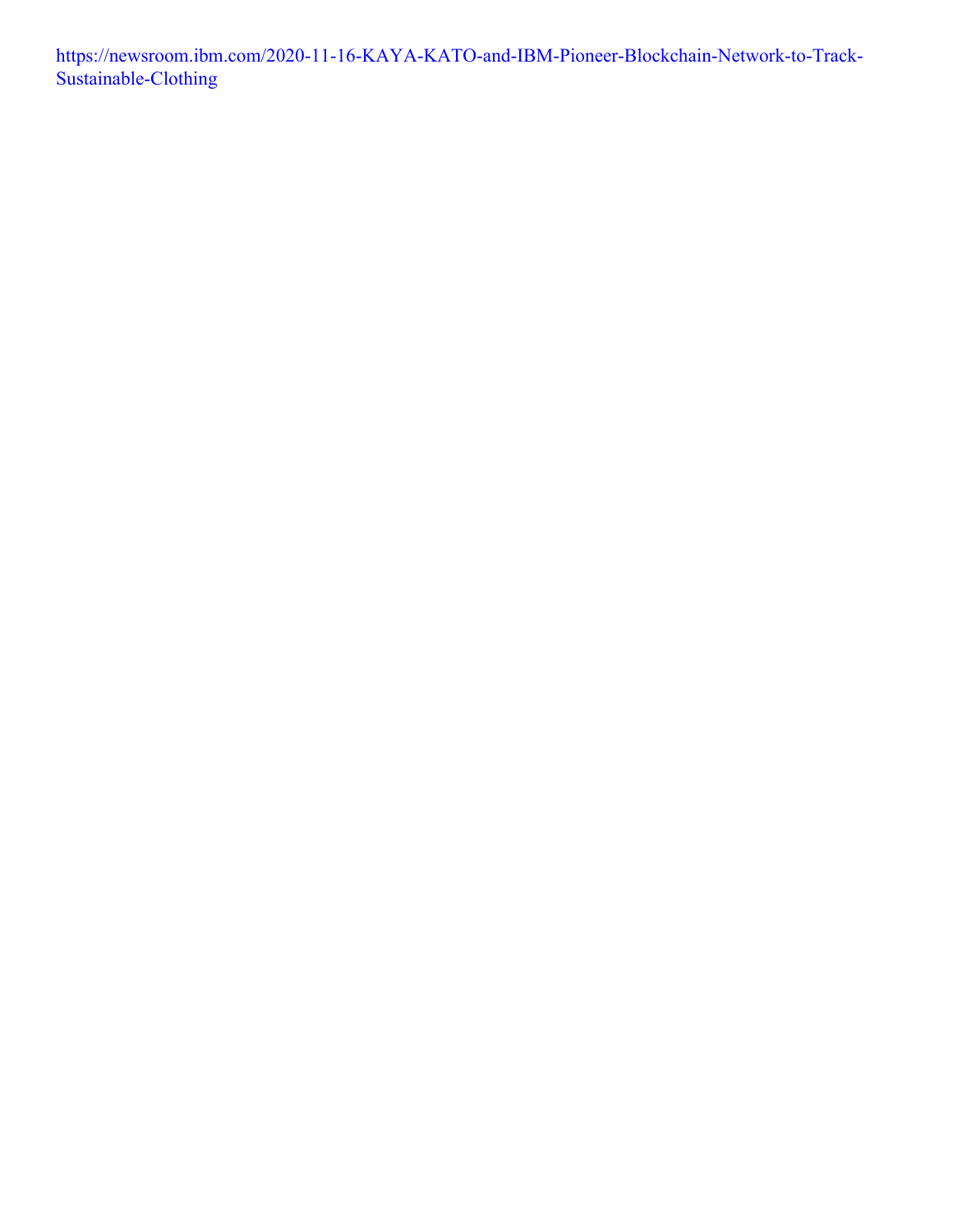https://newsroom.ibm.com/2020-11-16-KAYA-KATO-and-IBM-Pioneer-Blockchain-Network-to-Track-Sustainable-Clothing